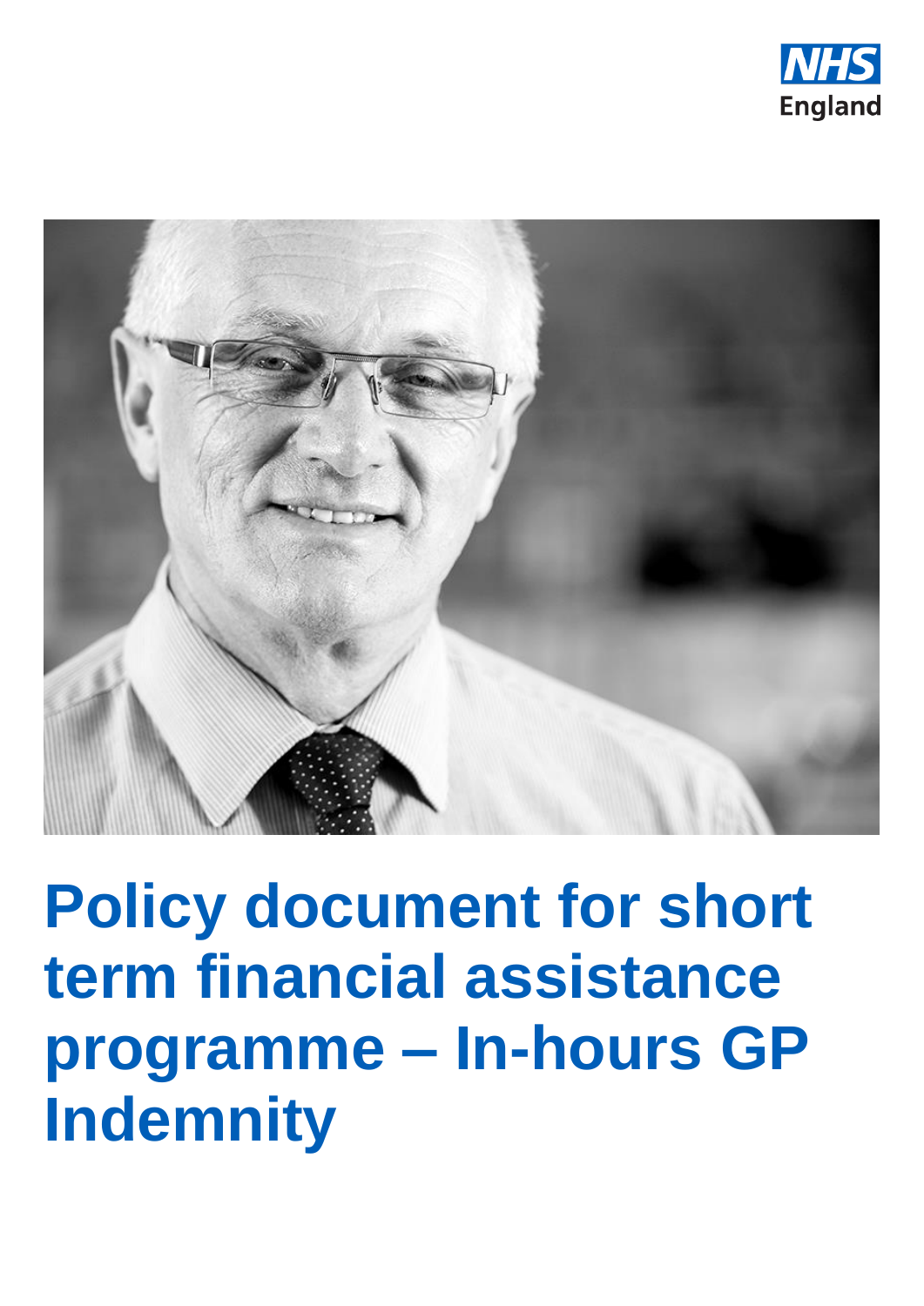NHS England

# Policy document for short term financial assistance programme – In-hours GP Indemnity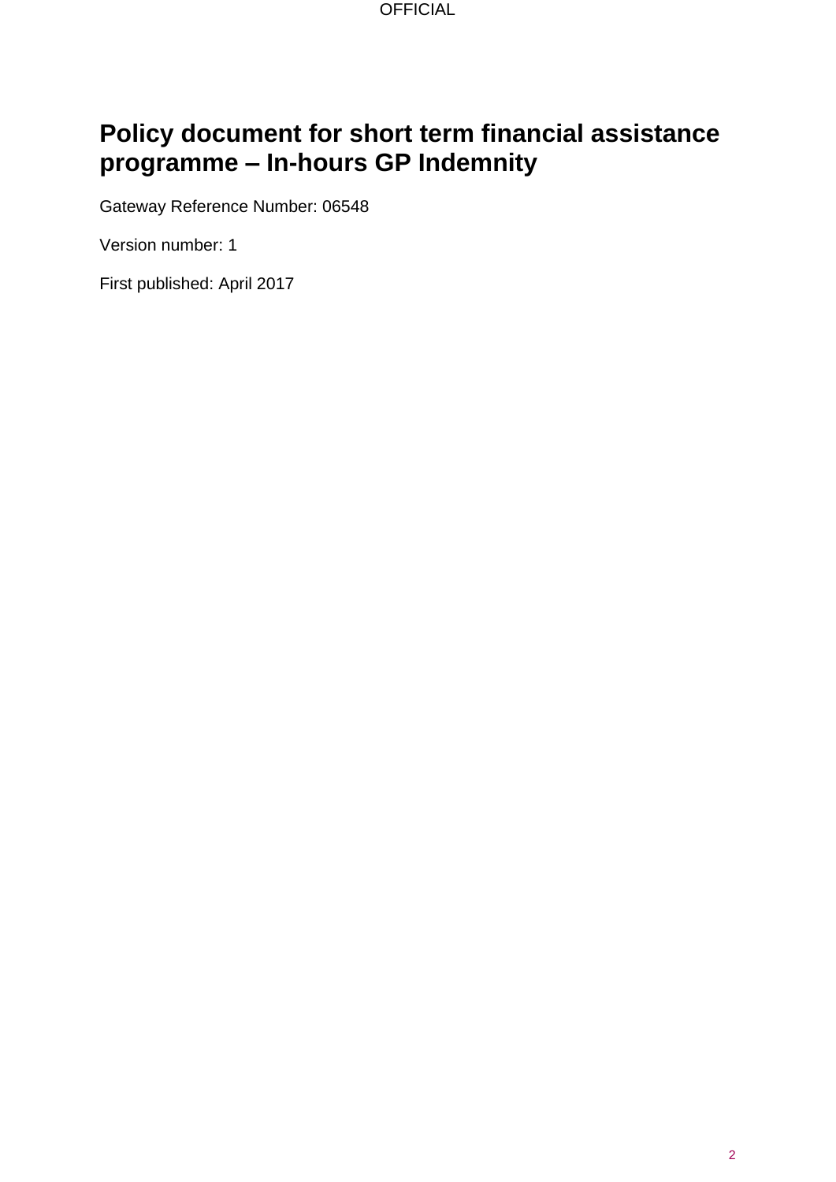# Policy document for short term financial assistance programme – In-hours GP Indemnity

Gateway Reference Number: 06548

Version number: 1

First published: April 2017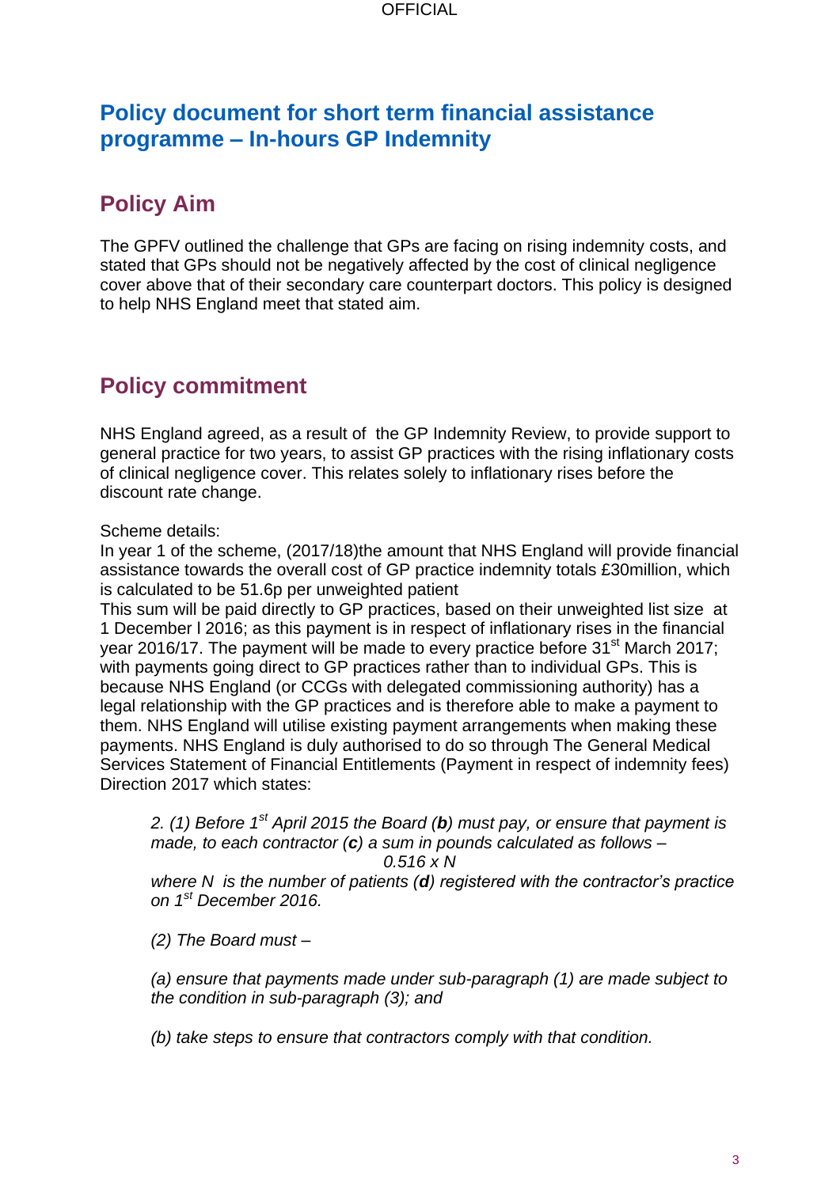# Policy document for short term financial assistance programme – In-hours GP Indemnity

## Policy Aim

The GPFV outlined the challenge that GPs are facing on rising indemnity costs, and stated that GPs should not be negatively affected by the cost of clinical negligence cover above that of their secondary care counterpart doctors. This policy is designed to help NHS England meet that stated aim.

## Policy commitment

NHS England agreed, as a result of the GP Indemnity Review, to provide support to general practice for two years, to assist GP practices with the rising inflationary costs of clinical negligence cover. This relates solely to inflationary rises before the discount rate change.

Scheme details:
In year 1 of the scheme, (2017/18)the amount that NHS England will provide financial assistance towards the overall cost of GP practice indemnity totals £30million, which is calculated to be 51.6p per unweighted patient
This sum will be paid directly to GP practices, based on their unweighted list size at 1 December l 2016; as this payment is in respect of inflationary rises in the financial year 2016/17. The payment will be made to every practice before 31st March 2017; with payments going direct to GP practices rather than to individual GPs. This is because NHS England (or CCGs with delegated commissioning authority) has a legal relationship with the GP practices and is therefore able to make a payment to them. NHS England will utilise existing payment arrangements when making these payments. NHS England is duly authorised to do so through The General Medical Services Statement of Financial Entitlements (Payment in respect of indemnity fees) Direction 2017 which states:

> *2. (1) Before 1st April 2015 the Board (**b**) must pay, or ensure that payment is made, to each contractor (**c**) a sum in pounds calculated as follows –*
>
> *0.516 x N*
>
> *where N is the number of patients (**d**) registered with the contractor's practice on 1st December 2016.*
>
> *(2) The Board must –*
>
> *(a) ensure that payments made under sub-paragraph (1) are made subject to the condition in sub-paragraph (3); and*
>
> *(b) take steps to ensure that contractors comply with that condition.*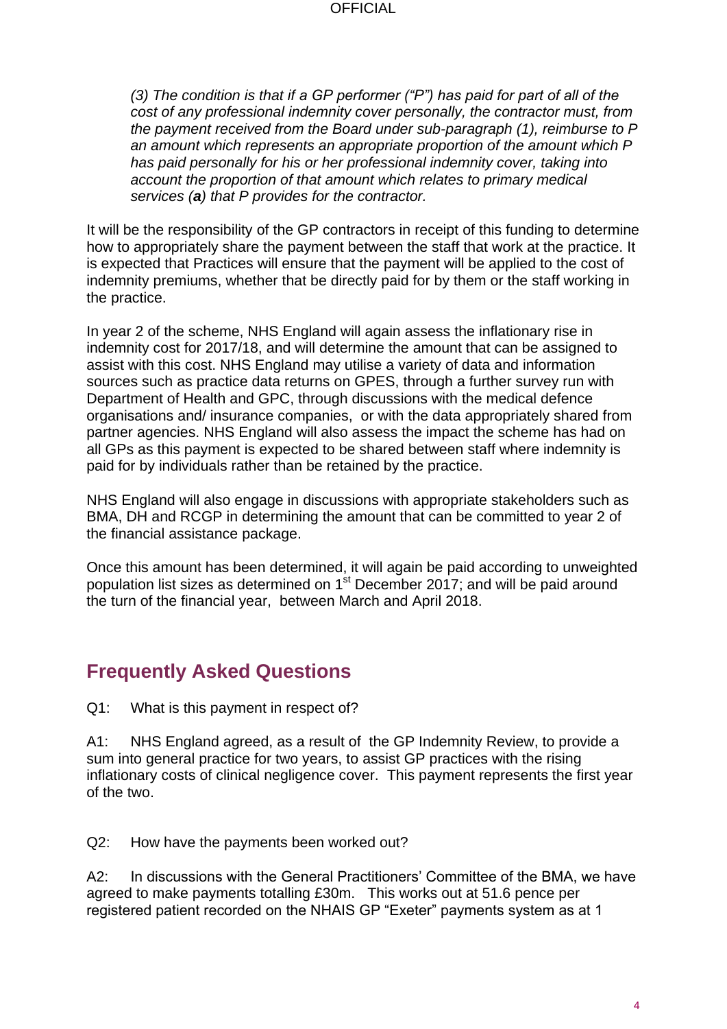*(3) The condition is that if a GP performer ("P") has paid for part of all of the cost of any professional indemnity cover personally, the contractor must, from the payment received from the Board under sub-paragraph (1), reimburse to P an amount which represents an appropriate proportion of the amount which P has paid personally for his or her professional indemnity cover, taking into account the proportion of that amount which relates to primary medical services (**a**) that P provides for the contractor.*

It will be the responsibility of the GP contractors in receipt of this funding to determine how to appropriately share the payment between the staff that work at the practice. It is expected that Practices will ensure that the payment will be applied to the cost of indemnity premiums, whether that be directly paid for by them or the staff working in the practice.

In year 2 of the scheme, NHS England will again assess the inflationary rise in indemnity cost for 2017/18, and will determine the amount that can be assigned to assist with this cost. NHS England may utilise a variety of data and information sources such as practice data returns on GPES, through a further survey run with Department of Health and GPC, through discussions with the medical defence organisations and/ insurance companies, or with the data appropriately shared from partner agencies. NHS England will also assess the impact the scheme has had on all GPs as this payment is expected to be shared between staff where indemnity is paid for by individuals rather than be retained by the practice.

NHS England will also engage in discussions with appropriate stakeholders such as BMA, DH and RCGP in determining the amount that can be committed to year 2 of the financial assistance package.

Once this amount has been determined, it will again be paid according to unweighted population list sizes as determined on 1st December 2017; and will be paid around the turn of the financial year, between March and April 2018.

## Frequently Asked Questions

Q1: What is this payment in respect of?

A1: NHS England agreed, as a result of the GP Indemnity Review, to provide a sum into general practice for two years, to assist GP practices with the rising inflationary costs of clinical negligence cover. This payment represents the first year of the two.

Q2: How have the payments been worked out?

A2: In discussions with the General Practitioners' Committee of the BMA, we have agreed to make payments totalling £30m. This works out at 51.6 pence per registered patient recorded on the NHAIS GP "Exeter" payments system as at 1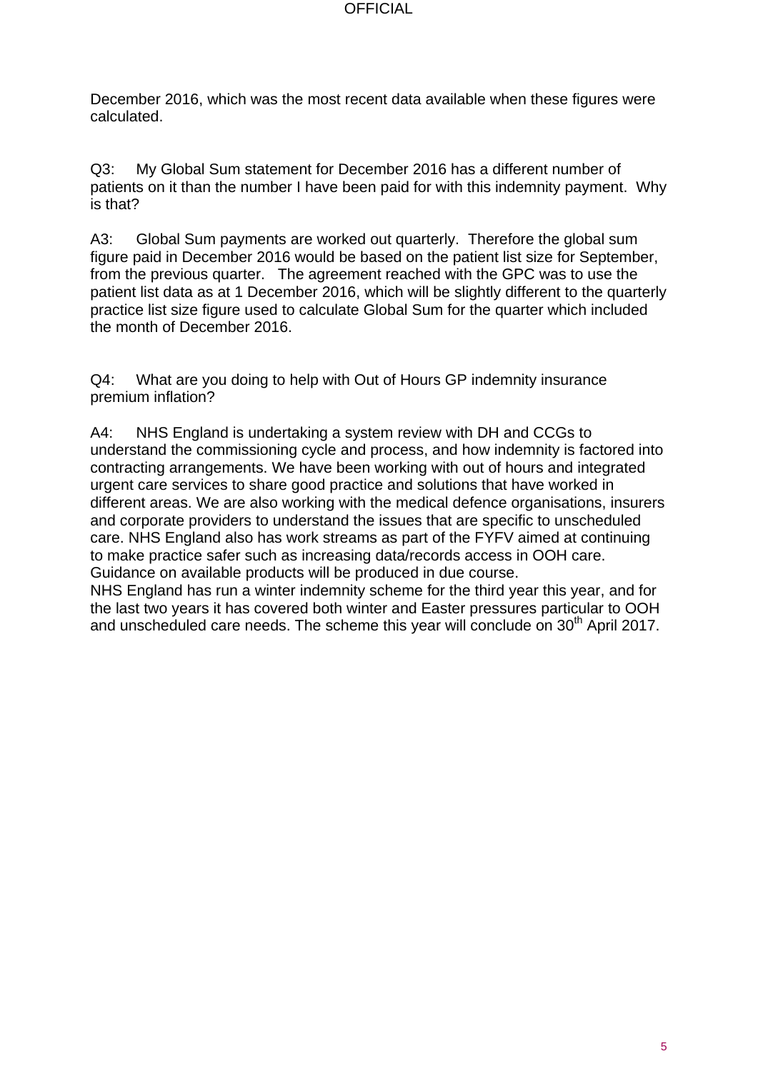December 2016, which was the most recent data available when these figures were calculated.

Q3: My Global Sum statement for December 2016 has a different number of patients on it than the number I have been paid for with this indemnity payment. Why is that?

A3: Global Sum payments are worked out quarterly. Therefore the global sum figure paid in December 2016 would be based on the patient list size for September, from the previous quarter. The agreement reached with the GPC was to use the patient list data as at 1 December 2016, which will be slightly different to the quarterly practice list size figure used to calculate Global Sum for the quarter which included the month of December 2016.

Q4: What are you doing to help with Out of Hours GP indemnity insurance premium inflation?

A4: NHS England is undertaking a system review with DH and CCGs to understand the commissioning cycle and process, and how indemnity is factored into contracting arrangements. We have been working with out of hours and integrated urgent care services to share good practice and solutions that have worked in different areas. We are also working with the medical defence organisations, insurers and corporate providers to understand the issues that are specific to unscheduled care. NHS England also has work streams as part of the FYFV aimed at continuing to make practice safer such as increasing data/records access in OOH care. Guidance on available products will be produced in due course.
NHS England has run a winter indemnity scheme for the third year this year, and for the last two years it has covered both winter and Easter pressures particular to OOH and unscheduled care needs. The scheme this year will conclude on 30th April 2017.